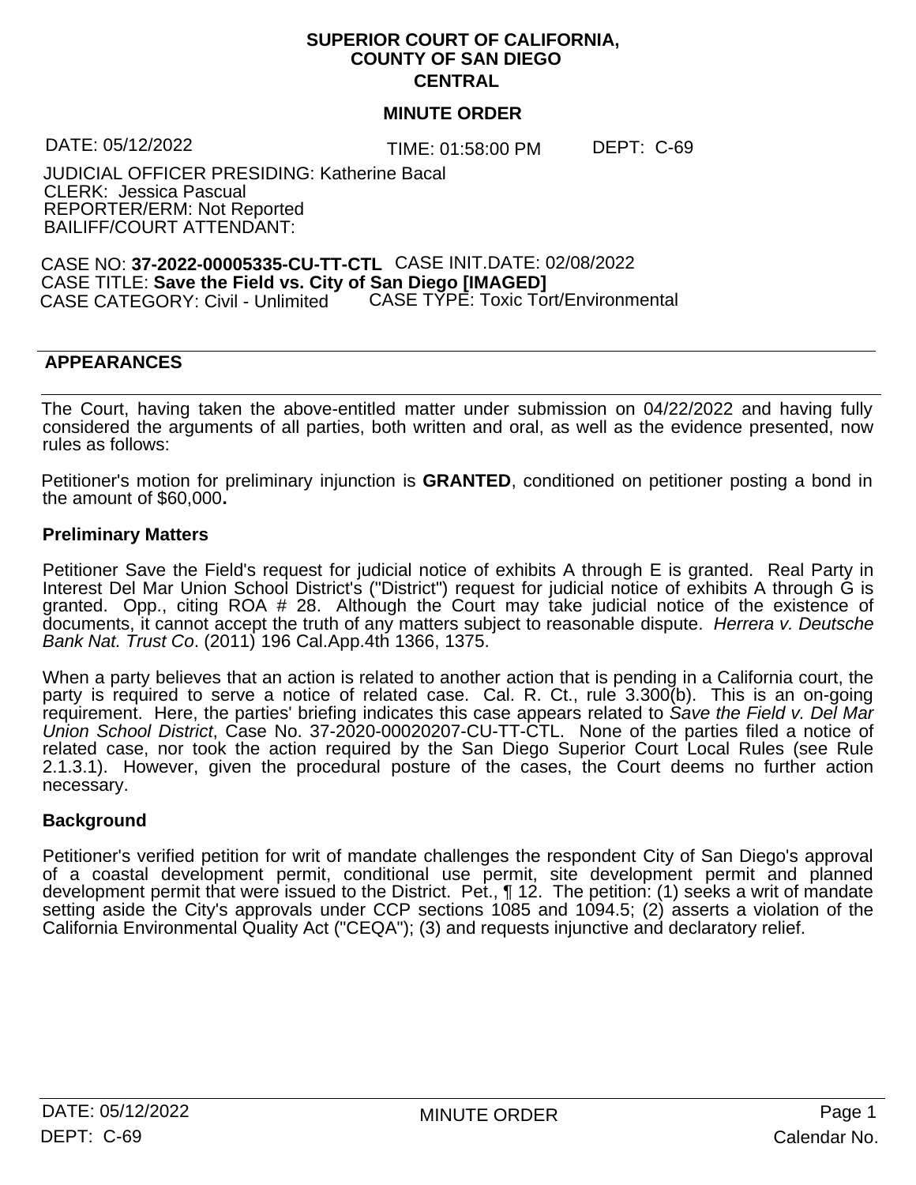**SUPERIOR COURT OF CALIFORNIA,**
**COUNTY OF SAN DIEGO**
**CENTRAL**

**MINUTE ORDER**

DATE: 05/12/2022 TIME: 01:58:00 PM DEPT: C-69

JUDICIAL OFFICER PRESIDING: Katherine Bacal
CLERK: Jessica Pascual
REPORTER/ERM: Not Reported
BAILIFF/COURT ATTENDANT:

CASE NO: **37-2022-00005335-CU-TT-CTL** CASE INIT.DATE: 02/08/2022
CASE TITLE: **Save the Field vs. City of San Diego [IMAGED]**
CASE CATEGORY: Civil - Unlimited CASE TYPE: Toxic Tort/Environmental

---

**APPEARANCES**

---

The Court, having taken the above-entitled matter under submission on 04/22/2022 and having fully considered the arguments of all parties, both written and oral, as well as the evidence presented, now rules as follows:

Petitioner's motion for preliminary injunction is **GRANTED**, conditioned on petitioner posting a bond in the amount of $60,000**.**

**Preliminary Matters**

Petitioner Save the Field's request for judicial notice of exhibits A through E is granted. Real Party in Interest Del Mar Union School District's ("District") request for judicial notice of exhibits A through G is granted. Opp., citing ROA # 28. Although the Court may take judicial notice of the existence of documents, it cannot accept the truth of any matters subject to reasonable dispute. *Herrera v. Deutsche Bank Nat. Trust Co*. (2011) 196 Cal.App.4th 1366, 1375.

When a party believes that an action is related to another action that is pending in a California court, the party is required to serve a notice of related case. Cal. R. Ct., rule 3.300(b). This is an on-going requirement. Here, the parties' briefing indicates this case appears related to *Save the Field v. Del Mar Union School District*, Case No. 37-2020-00020207-CU-TT-CTL. None of the parties filed a notice of related case, nor took the action required by the San Diego Superior Court Local Rules (see Rule 2.1.3.1). However, given the procedural posture of the cases, the Court deems no further action necessary.

**Background**

Petitioner's verified petition for writ of mandate challenges the respondent City of San Diego's approval of a coastal development permit, conditional use permit, site development permit and planned development permit that were issued to the District. Pet., ¶ 12. The petition: (1) seeks a writ of mandate setting aside the City's approvals under CCP sections 1085 and 1094.5; (2) asserts a violation of the California Environmental Quality Act ("CEQA"); (3) and requests injunctive and declaratory relief.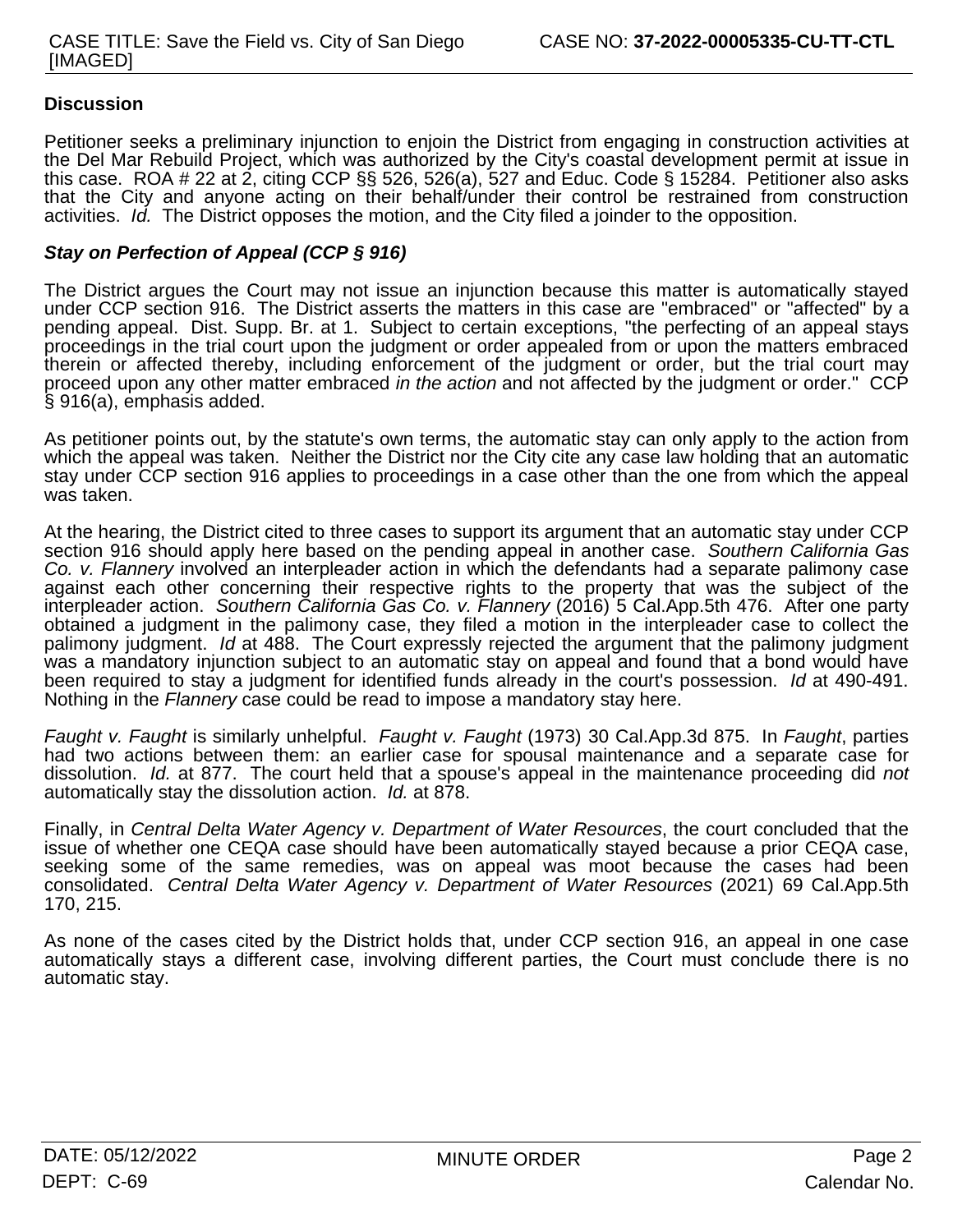**Discussion**

Petitioner seeks a preliminary injunction to enjoin the District from engaging in construction activities at the Del Mar Rebuild Project, which was authorized by the City's coastal development permit at issue in this case. ROA # 22 at 2, citing CCP §§ 526, 526(a), 527 and Educ. Code § 15284. Petitioner also asks that the City and anyone acting on their behalf/under their control be restrained from construction activities. *Id.* The District opposes the motion, and the City filed a joinder to the opposition.

***Stay on Perfection of Appeal (CCP § 916)***

The District argues the Court may not issue an injunction because this matter is automatically stayed under CCP section 916. The District asserts the matters in this case are "embraced" or "affected" by a pending appeal. Dist. Supp. Br. at 1. Subject to certain exceptions, "the perfecting of an appeal stays proceedings in the trial court upon the judgment or order appealed from or upon the matters embraced therein or affected thereby, including enforcement of the judgment or order, but the trial court may proceed upon any other matter embraced *in the action* and not affected by the judgment or order." CCP § 916(a), emphasis added.

As petitioner points out, by the statute's own terms, the automatic stay can only apply to the action from which the appeal was taken. Neither the District nor the City cite any case law holding that an automatic stay under CCP section 916 applies to proceedings in a case other than the one from which the appeal was taken.

At the hearing, the District cited to three cases to support its argument that an automatic stay under CCP section 916 should apply here based on the pending appeal in another case. *Southern California Gas Co. v. Flannery* involved an interpleader action in which the defendants had a separate palimony case against each other concerning their respective rights to the property that was the subject of the interpleader action. *Southern California Gas Co. v. Flannery* (2016) 5 Cal.App.5th 476. After one party obtained a judgment in the palimony case, they filed a motion in the interpleader case to collect the palimony judgment. *Id* at 488. The Court expressly rejected the argument that the palimony judgment was a mandatory injunction subject to an automatic stay on appeal and found that a bond would have been required to stay a judgment for identified funds already in the court's possession. *Id* at 490-491. Nothing in the *Flannery* case could be read to impose a mandatory stay here.

*Faught v. Faught* is similarly unhelpful. *Faught v. Faught* (1973) 30 Cal.App.3d 875. In *Faught*, parties had two actions between them: an earlier case for spousal maintenance and a separate case for dissolution. *Id.* at 877. The court held that a spouse's appeal in the maintenance proceeding did *not* automatically stay the dissolution action. *Id.* at 878.

Finally, in *Central Delta Water Agency v. Department of Water Resources*, the court concluded that the issue of whether one CEQA case should have been automatically stayed because a prior CEQA case, seeking some of the same remedies, was on appeal was moot because the cases had been consolidated. *Central Delta Water Agency v. Department of Water Resources* (2021) 69 Cal.App.5th 170, 215.

As none of the cases cited by the District holds that, under CCP section 916, an appeal in one case automatically stays a different case, involving different parties, the Court must conclude there is no automatic stay.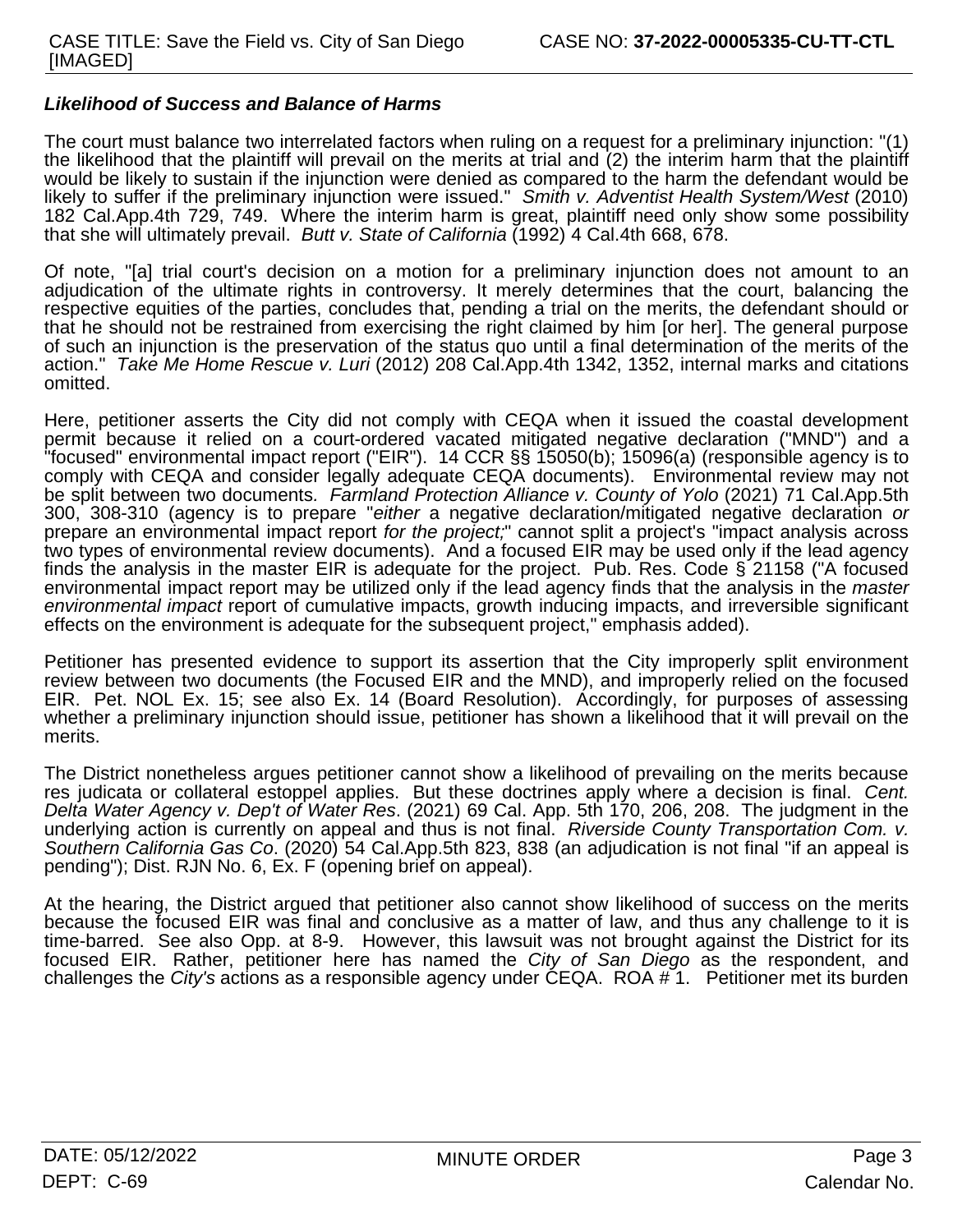***Likelihood of Success and Balance of Harms***

The court must balance two interrelated factors when ruling on a request for a preliminary injunction: "(1) the likelihood that the plaintiff will prevail on the merits at trial and (2) the interim harm that the plaintiff would be likely to sustain if the injunction were denied as compared to the harm the defendant would be likely to suffer if the preliminary injunction were issued." *Smith v. Adventist Health System/West* (2010) 182 Cal.App.4th 729, 749. Where the interim harm is great, plaintiff need only show some possibility that she will ultimately prevail. *Butt v. State of California* (1992) 4 Cal.4th 668, 678.

Of note, "[a] trial court's decision on a motion for a preliminary injunction does not amount to an adjudication of the ultimate rights in controversy. It merely determines that the court, balancing the respective equities of the parties, concludes that, pending a trial on the merits, the defendant should or that he should not be restrained from exercising the right claimed by him [or her]. The general purpose of such an injunction is the preservation of the status quo until a final determination of the merits of the action." *Take Me Home Rescue v. Luri* (2012) 208 Cal.App.4th 1342, 1352, internal marks and citations omitted.

Here, petitioner asserts the City did not comply with CEQA when it issued the coastal development permit because it relied on a court-ordered vacated mitigated negative declaration ("MND") and a "focused" environmental impact report ("EIR"). 14 CCR §§ 15050(b); 15096(a) (responsible agency is to comply with CEQA and consider legally adequate CEQA documents). Environmental review may not be split between two documents. *Farmland Protection Alliance v. County of Yolo* (2021) 71 Cal.App.5th 300, 308-310 (agency is to prepare "*either* a negative declaration/mitigated negative declaration *or* prepare an environmental impact report *for the project;*" cannot split a project's "impact analysis across two types of environmental review documents). And a focused EIR may be used only if the lead agency finds the analysis in the master EIR is adequate for the project. Pub. Res. Code § 21158 ("A focused environmental impact report may be utilized only if the lead agency finds that the analysis in the *master environmental impact* report of cumulative impacts, growth inducing impacts, and irreversible significant effects on the environment is adequate for the subsequent project," emphasis added).

Petitioner has presented evidence to support its assertion that the City improperly split environment review between two documents (the Focused EIR and the MND), and improperly relied on the focused EIR. Pet. NOL Ex. 15; see also Ex. 14 (Board Resolution). Accordingly, for purposes of assessing whether a preliminary injunction should issue, petitioner has shown a likelihood that it will prevail on the merits.

The District nonetheless argues petitioner cannot show a likelihood of prevailing on the merits because res judicata or collateral estoppel applies. But these doctrines apply where a decision is final. *Cent. Delta Water Agency v. Dep't of Water Res*. (2021) 69 Cal. App. 5th 170, 206, 208. The judgment in the underlying action is currently on appeal and thus is not final. *Riverside County Transportation Com. v. Southern California Gas Co*. (2020) 54 Cal.App.5th 823, 838 (an adjudication is not final "if an appeal is pending"); Dist. RJN No. 6, Ex. F (opening brief on appeal).

At the hearing, the District argued that petitioner also cannot show likelihood of success on the merits because the focused EIR was final and conclusive as a matter of law, and thus any challenge to it is time-barred. See also Opp. at 8-9. However, this lawsuit was not brought against the District for its focused EIR. Rather, petitioner here has named the *City of San Diego* as the respondent, and challenges the *City's* actions as a responsible agency under CEQA. ROA # 1. Petitioner met its burden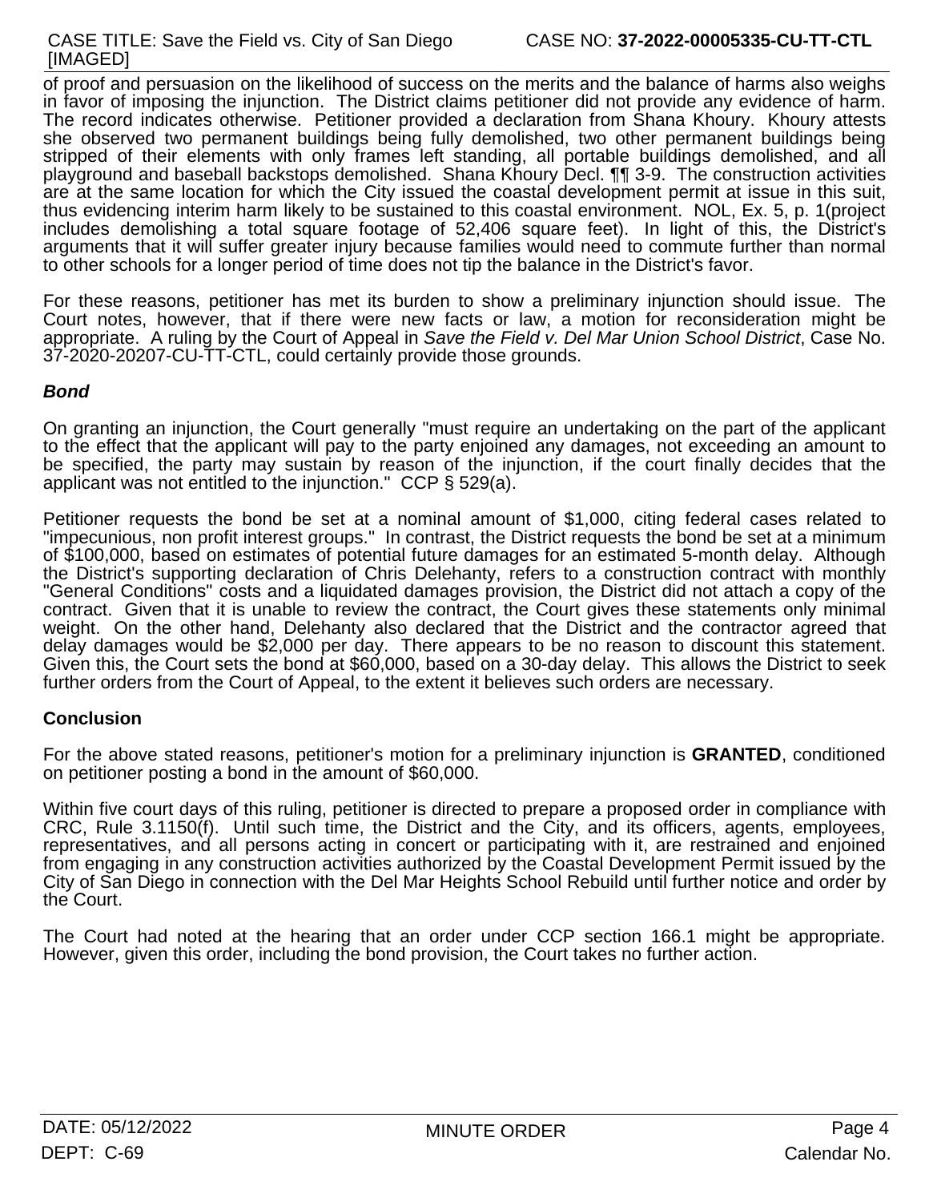of proof and persuasion on the likelihood of success on the merits and the balance of harms also weighs in favor of imposing the injunction. The District claims petitioner did not provide any evidence of harm. The record indicates otherwise. Petitioner provided a declaration from Shana Khoury. Khoury attests she observed two permanent buildings being fully demolished, two other permanent buildings being stripped of their elements with only frames left standing, all portable buildings demolished, and all playground and baseball backstops demolished. Shana Khoury Decl. ¶¶ 3-9. The construction activities are at the same location for which the City issued the coastal development permit at issue in this suit, thus evidencing interim harm likely to be sustained to this coastal environment. NOL, Ex. 5, p. 1(project includes demolishing a total square footage of 52,406 square feet). In light of this, the District's arguments that it will suffer greater injury because families would need to commute further than normal to other schools for a longer period of time does not tip the balance in the District's favor.

For these reasons, petitioner has met its burden to show a preliminary injunction should issue. The Court notes, however, that if there were new facts or law, a motion for reconsideration might be appropriate. A ruling by the Court of Appeal in *Save the Field v. Del Mar Union School District*, Case No. 37-2020-20207-CU-TT-CTL, could certainly provide those grounds.

### ***Bond***

On granting an injunction, the Court generally "must require an undertaking on the part of the applicant to the effect that the applicant will pay to the party enjoined any damages, not exceeding an amount to be specified, the party may sustain by reason of the injunction, if the court finally decides that the applicant was not entitled to the injunction." CCP § 529(a).

Petitioner requests the bond be set at a nominal amount of $1,000, citing federal cases related to "impecunious, non profit interest groups." In contrast, the District requests the bond be set at a minimum of $100,000, based on estimates of potential future damages for an estimated 5-month delay. Although the District's supporting declaration of Chris Delehanty, refers to a construction contract with monthly "General Conditions" costs and a liquidated damages provision, the District did not attach a copy of the contract. Given that it is unable to review the contract, the Court gives these statements only minimal weight. On the other hand, Delehanty also declared that the District and the contractor agreed that delay damages would be $2,000 per day. There appears to be no reason to discount this statement. Given this, the Court sets the bond at $60,000, based on a 30-day delay. This allows the District to seek further orders from the Court of Appeal, to the extent it believes such orders are necessary.

### **Conclusion**

For the above stated reasons, petitioner's motion for a preliminary injunction is **GRANTED**, conditioned on petitioner posting a bond in the amount of $60,000.

Within five court days of this ruling, petitioner is directed to prepare a proposed order in compliance with CRC, Rule 3.1150(f). Until such time, the District and the City, and its officers, agents, employees, representatives, and all persons acting in concert or participating with it, are restrained and enjoined from engaging in any construction activities authorized by the Coastal Development Permit issued by the City of San Diego in connection with the Del Mar Heights School Rebuild until further notice and order by the Court.

The Court had noted at the hearing that an order under CCP section 166.1 might be appropriate. However, given this order, including the bond provision, the Court takes no further action.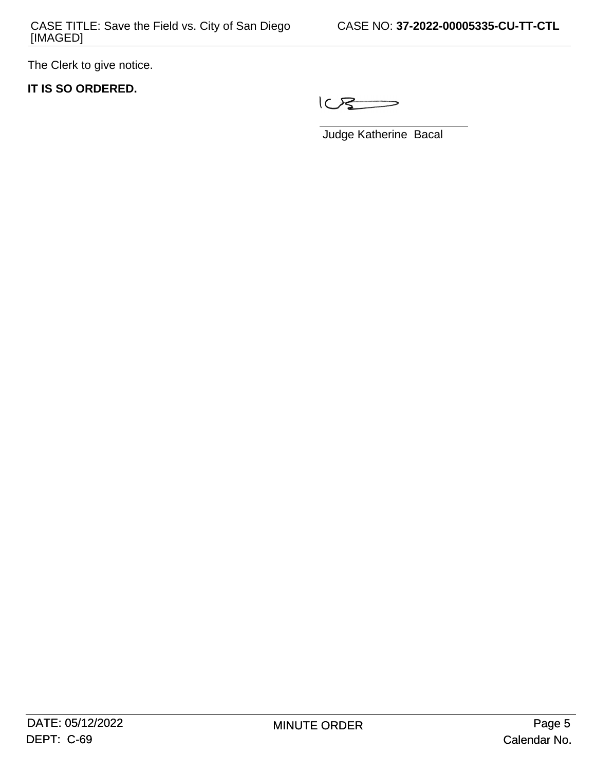The Clerk to give notice.

**IT IS SO ORDERED.**

Judge Katherine Bacal